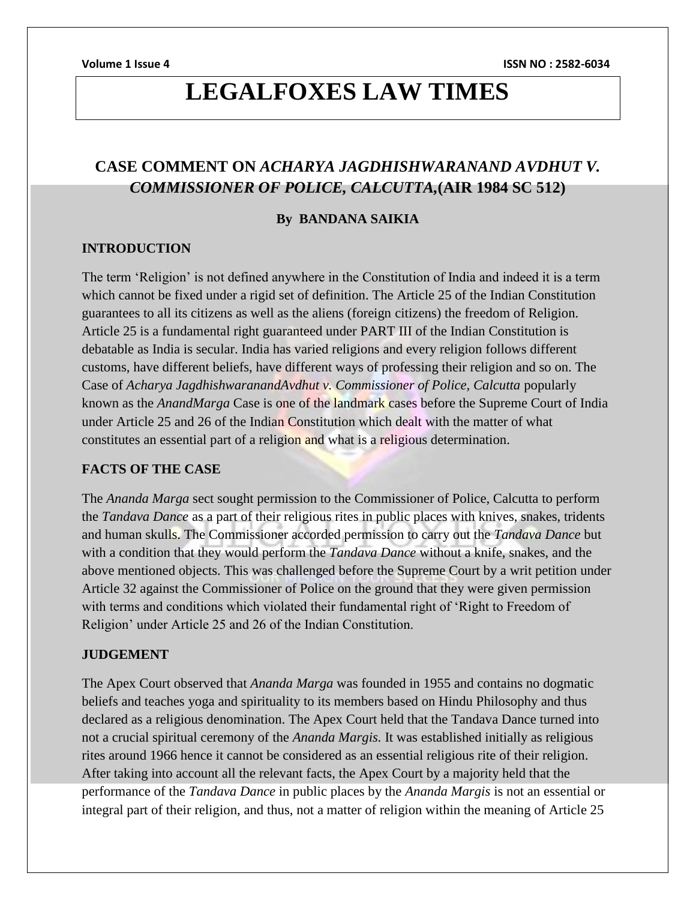# LEGALFOXES LAW TIMES

## CASE COMMENT ON *ACHARYA JAGDHISHWARANAND AVDHUT V. COMMISSIONER OF POLICE, CALCUTTA*,(AIR 1984 SC 512)

**By BANDANA SAIKIA**

### INTRODUCTION

The term 'Religion' is not defined anywhere in the Constitution of India and indeed it is a term which cannot be fixed under a rigid set of definition. The Article 25 of the Indian Constitution guarantees to all its citizens as well as the aliens (foreign citizens) the freedom of Religion. Article 25 is a fundamental right guaranteed under PART III of the Indian Constitution is debatable as India is secular. India has varied religions and every religion follows different customs, have different beliefs, have different ways of professing their religion and so on. The Case of *Acharya JagdhishwaranandAvdhut v. Commissioner of Police, Calcutta* popularly known as the *AnandMarga* Case is one of the landmark cases before the Supreme Court of India under Article 25 and 26 of the Indian Constitution which dealt with the matter of what constitutes an essential part of a religion and what is a religious determination.

### FACTS OF THE CASE

The *Ananda Marga* sect sought permission to the Commissioner of Police, Calcutta to perform the *Tandava Dance* as a part of their religious rites in public places with knives, snakes, tridents and human skulls. The Commissioner accorded permission to carry out the *Tandava Dance* but with a condition that they would perform the *Tandava Dance* without a knife, snakes, and the above mentioned objects. This was challenged before the Supreme Court by a writ petition under Article 32 against the Commissioner of Police on the ground that they were given permission with terms and conditions which violated their fundamental right of 'Right to Freedom of Religion' under Article 25 and 26 of the Indian Constitution.

### JUDGEMENT

The Apex Court observed that *Ananda Marga* was founded in 1955 and contains no dogmatic beliefs and teaches yoga and spirituality to its members based on Hindu Philosophy and thus declared as a religious denomination. The Apex Court held that the Tandava Dance turned into not a crucial spiritual ceremony of the *Ananda Margis.* It was established initially as religious rites around 1966 hence it cannot be considered as an essential religious rite of their religion. After taking into account all the relevant facts, the Apex Court by a majority held that the performance of the *Tandava Dance* in public places by the *Ananda Margis* is not an essential or integral part of their religion, and thus, not a matter of religion within the meaning of Article 25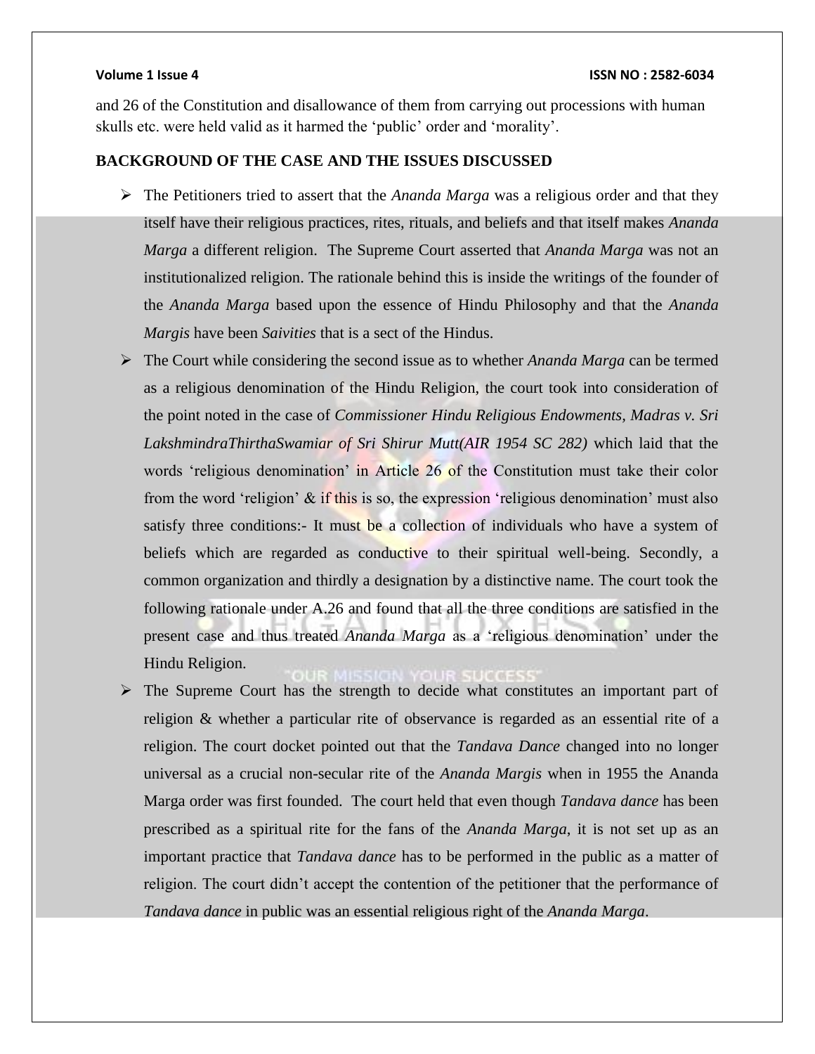and 26 of the Constitution and disallowance of them from carrying out processions with human skulls etc. were held valid as it harmed the 'public' order and 'morality'.

**BACKGROUND OF THE CASE AND THE ISSUES DISCUSSED**

- The Petitioners tried to assert that the *Ananda Marga* was a religious order and that they itself have their religious practices, rites, rituals, and beliefs and that itself makes *Ananda Marga* a different religion. The Supreme Court asserted that *Ananda Marga* was not an institutionalized religion. The rationale behind this is inside the writings of the founder of the *Ananda Marga* based upon the essence of Hindu Philosophy and that the *Ananda Margis* have been *Saivities* that is a sect of the Hindus.
- The Court while considering the second issue as to whether *Ananda Marga* can be termed as a religious denomination of the Hindu Religion, the court took into consideration of the point noted in the case of *Commissioner Hindu Religious Endowments, Madras v. Sri LakshmindraThirthaSwamiar of Sri Shirur Mutt(AIR 1954 SC 282)* which laid that the words 'religious denomination' in Article 26 of the Constitution must take their color from the word 'religion' & if this is so, the expression 'religious denomination' must also satisfy three conditions:- It must be a collection of individuals who have a system of beliefs which are regarded as conductive to their spiritual well-being. Secondly, a common organization and thirdly a designation by a distinctive name. The court took the following rationale under A.26 and found that all the three conditions are satisfied in the present case and thus treated *Ananda Marga* as a 'religious denomination' under the Hindu Religion.
- The Supreme Court has the strength to decide what constitutes an important part of religion & whether a particular rite of observance is regarded as an essential rite of a religion. The court docket pointed out that the *Tandava Dance* changed into no longer universal as a crucial non-secular rite of the *Ananda Margis* when in 1955 the Ananda Marga order was first founded. The court held that even though *Tandava dance* has been prescribed as a spiritual rite for the fans of the *Ananda Marga*, it is not set up as an important practice that *Tandava dance* has to be performed in the public as a matter of religion. The court didn't accept the contention of the petitioner that the performance of *Tandava dance* in public was an essential religious right of the *Ananda Marga*.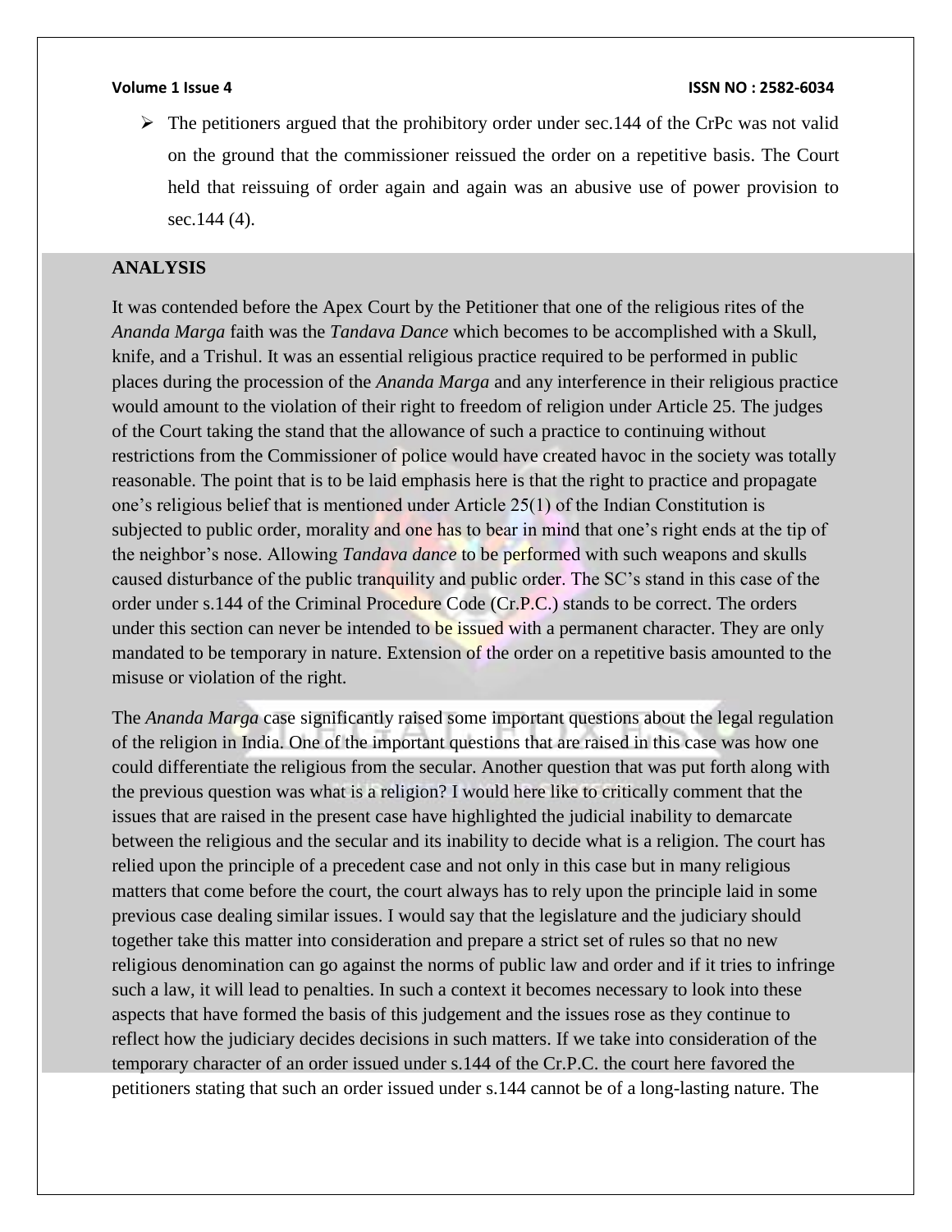- The petitioners argued that the prohibitory order under sec.144 of the CrPc was not valid on the ground that the commissioner reissued the order on a repetitive basis. The Court held that reissuing of order again and again was an abusive use of power provision to sec.144 (4).

## ANALYSIS

It was contended before the Apex Court by the Petitioner that one of the religious rites of the *Ananda Marga* faith was the *Tandava Dance* which becomes to be accomplished with a Skull, knife, and a Trishul. It was an essential religious practice required to be performed in public places during the procession of the *Ananda Marga* and any interference in their religious practice would amount to the violation of their right to freedom of religion under Article 25. The judges of the Court taking the stand that the allowance of such a practice to continuing without restrictions from the Commissioner of police would have created havoc in the society was totally reasonable. The point that is to be laid emphasis here is that the right to practice and propagate one's religious belief that is mentioned under Article 25(1) of the Indian Constitution is subjected to public order, morality and one has to bear in mind that one's right ends at the tip of the neighbor's nose. Allowing *Tandava dance* to be performed with such weapons and skulls caused disturbance of the public tranquility and public order. The SC's stand in this case of the order under s.144 of the Criminal Procedure Code (Cr.P.C.) stands to be correct. The orders under this section can never be intended to be issued with a permanent character. They are only mandated to be temporary in nature. Extension of the order on a repetitive basis amounted to the misuse or violation of the right.

The *Ananda Marga* case significantly raised some important questions about the legal regulation of the religion in India. One of the important questions that are raised in this case was how one could differentiate the religious from the secular. Another question that was put forth along with the previous question was what is a religion? I would here like to critically comment that the issues that are raised in the present case have highlighted the judicial inability to demarcate between the religious and the secular and its inability to decide what is a religion. The court has relied upon the principle of a precedent case and not only in this case but in many religious matters that come before the court, the court always has to rely upon the principle laid in some previous case dealing similar issues. I would say that the legislature and the judiciary should together take this matter into consideration and prepare a strict set of rules so that no new religious denomination can go against the norms of public law and order and if it tries to infringe such a law, it will lead to penalties. In such a context it becomes necessary to look into these aspects that have formed the basis of this judgement and the issues rose as they continue to reflect how the judiciary decides decisions in such matters. If we take into consideration of the temporary character of an order issued under s.144 of the Cr.P.C. the court here favored the petitioners stating that such an order issued under s.144 cannot be of a long-lasting nature. The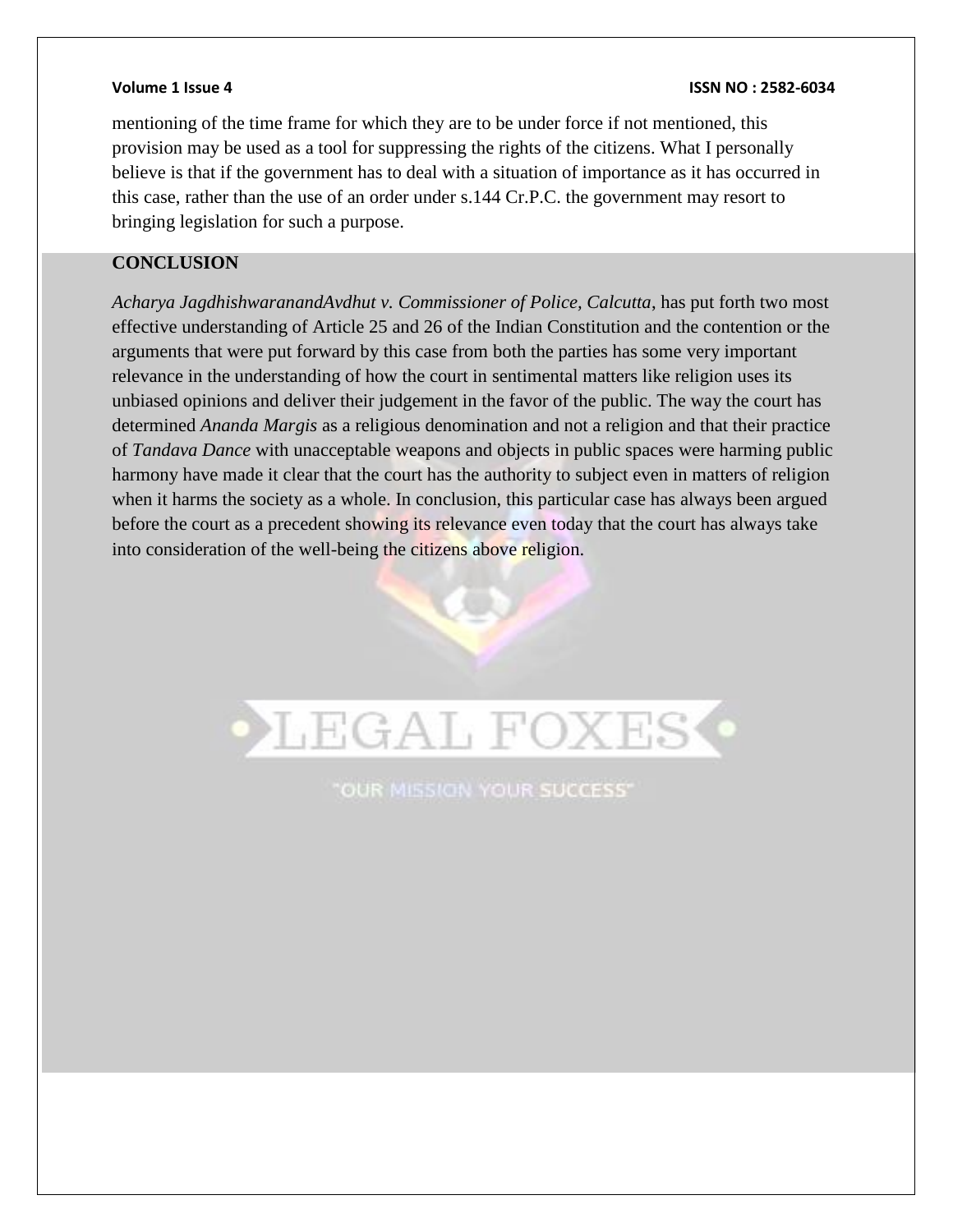mentioning of the time frame for which they are to be under force if not mentioned, this provision may be used as a tool for suppressing the rights of the citizens. What I personally believe is that if the government has to deal with a situation of importance as it has occurred in this case, rather than the use of an order under s.144 Cr.P.C. the government may resort to bringing legislation for such a purpose.

**CONCLUSION**

*Acharya JagdhishwaranandAvdhut v. Commissioner of Police, Calcutta*, has put forth two most effective understanding of Article 25 and 26 of the Indian Constitution and the contention or the arguments that were put forward by this case from both the parties has some very important relevance in the understanding of how the court in sentimental matters like religion uses its unbiased opinions and deliver their judgement in the favor of the public. The way the court has determined *Ananda Margis* as a religious denomination and not a religion and that their practice of *Tandava Dance* with unacceptable weapons and objects in public spaces were harming public harmony have made it clear that the court has the authority to subject even in matters of religion when it harms the society as a whole. In conclusion, this particular case has always been argued before the court as a precedent showing its relevance even today that the court has always take into consideration of the well-being the citizens above religion.